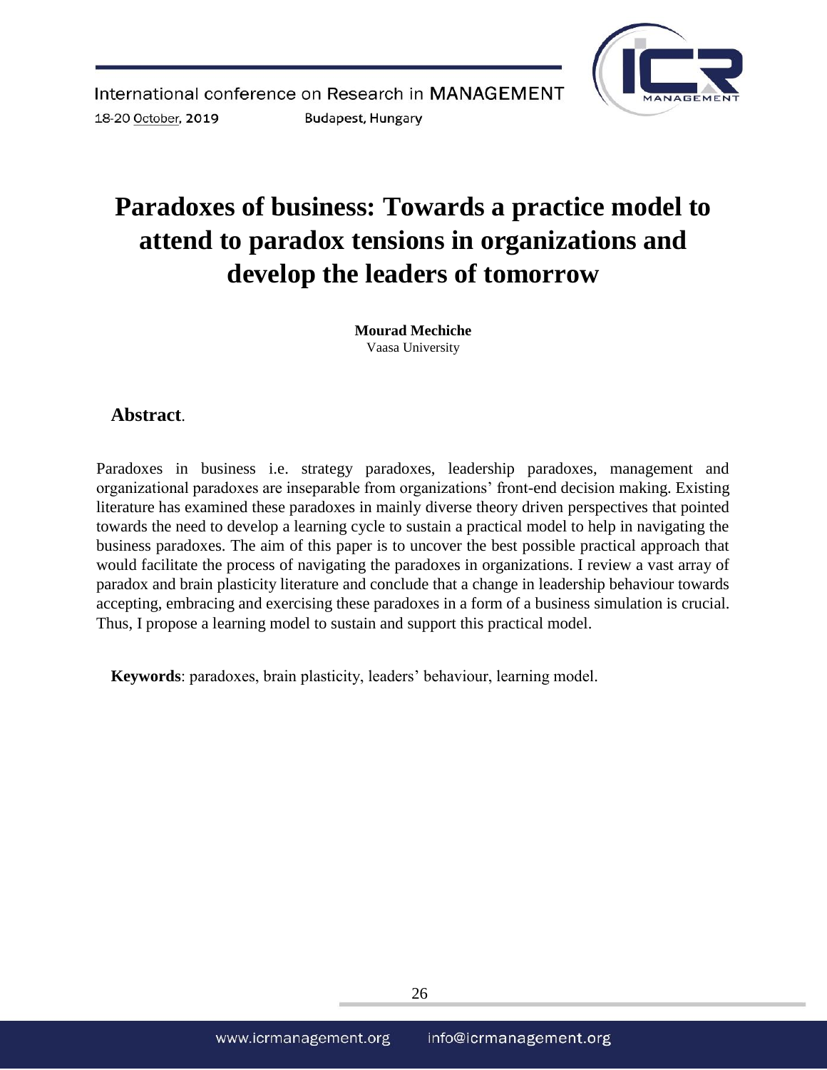# Paradoxes of business: Towards a practice model to attend to paradox tensions in organizations and develop the leaders of tomorrow

**Mourad Mechiche**
Vaasa University

## Abstract.

Paradoxes in business i.e. strategy paradoxes, leadership paradoxes, management and organizational paradoxes are inseparable from organizations' front-end decision making. Existing literature has examined these paradoxes in mainly diverse theory driven perspectives that pointed towards the need to develop a learning cycle to sustain a practical model to help in navigating the business paradoxes. The aim of this paper is to uncover the best possible practical approach that would facilitate the process of navigating the paradoxes in organizations. I review a vast array of paradox and brain plasticity literature and conclude that a change in leadership behaviour towards accepting, embracing and exercising these paradoxes in a form of a business simulation is crucial. Thus, I propose a learning model to sustain and support this practical model.

**Keywords**: paradoxes, brain plasticity, leaders' behaviour, learning model.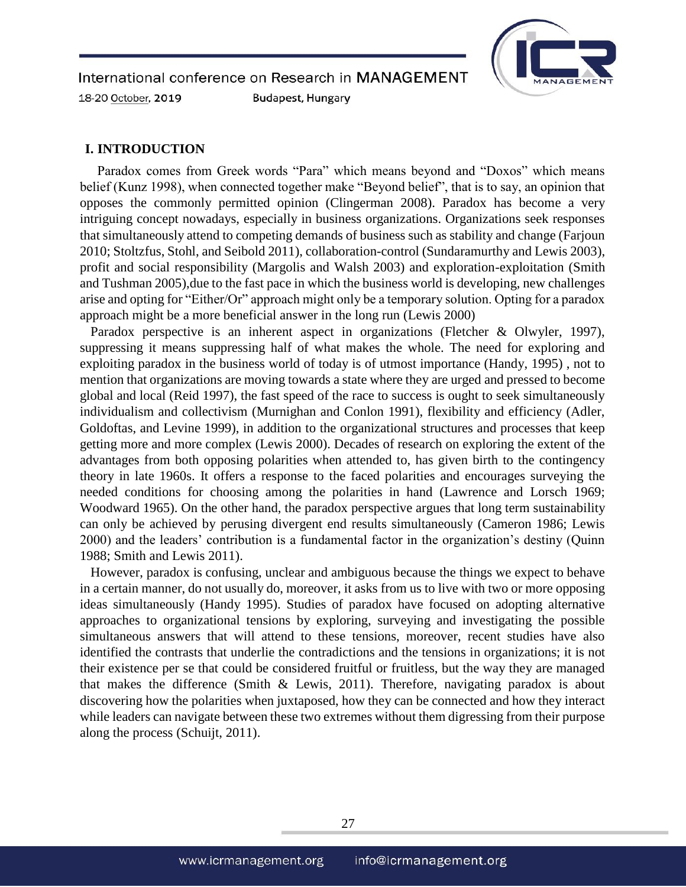## I. INTRODUCTION

Paradox comes from Greek words "Para" which means beyond and "Doxos" which means belief (Kunz 1998), when connected together make "Beyond belief", that is to say, an opinion that opposes the commonly permitted opinion (Clingerman 2008). Paradox has become a very intriguing concept nowadays, especially in business organizations. Organizations seek responses that simultaneously attend to competing demands of business such as stability and change (Farjoun 2010; Stoltzfus, Stohl, and Seibold 2011), collaboration-control (Sundaramurthy and Lewis 2003), profit and social responsibility (Margolis and Walsh 2003) and exploration-exploitation (Smith and Tushman 2005),due to the fast pace in which the business world is developing, new challenges arise and opting for "Either/Or" approach might only be a temporary solution. Opting for a paradox approach might be a more beneficial answer in the long run (Lewis 2000)

Paradox perspective is an inherent aspect in organizations (Fletcher & Olwyler, 1997), suppressing it means suppressing half of what makes the whole. The need for exploring and exploiting paradox in the business world of today is of utmost importance (Handy, 1995) , not to mention that organizations are moving towards a state where they are urged and pressed to become global and local (Reid 1997), the fast speed of the race to success is ought to seek simultaneously individualism and collectivism (Murnighan and Conlon 1991), flexibility and efficiency (Adler, Goldoftas, and Levine 1999), in addition to the organizational structures and processes that keep getting more and more complex (Lewis 2000). Decades of research on exploring the extent of the advantages from both opposing polarities when attended to, has given birth to the contingency theory in late 1960s. It offers a response to the faced polarities and encourages surveying the needed conditions for choosing among the polarities in hand (Lawrence and Lorsch 1969; Woodward 1965). On the other hand, the paradox perspective argues that long term sustainability can only be achieved by perusing divergent end results simultaneously (Cameron 1986; Lewis 2000) and the leaders' contribution is a fundamental factor in the organization's destiny (Quinn 1988; Smith and Lewis 2011).

However, paradox is confusing, unclear and ambiguous because the things we expect to behave in a certain manner, do not usually do, moreover, it asks from us to live with two or more opposing ideas simultaneously (Handy 1995). Studies of paradox have focused on adopting alternative approaches to organizational tensions by exploring, surveying and investigating the possible simultaneous answers that will attend to these tensions, moreover, recent studies have also identified the contrasts that underlie the contradictions and the tensions in organizations; it is not their existence per se that could be considered fruitful or fruitless, but the way they are managed that makes the difference (Smith & Lewis, 2011). Therefore, navigating paradox is about discovering how the polarities when juxtaposed, how they can be connected and how they interact while leaders can navigate between these two extremes without them digressing from their purpose along the process (Schuijt, 2011).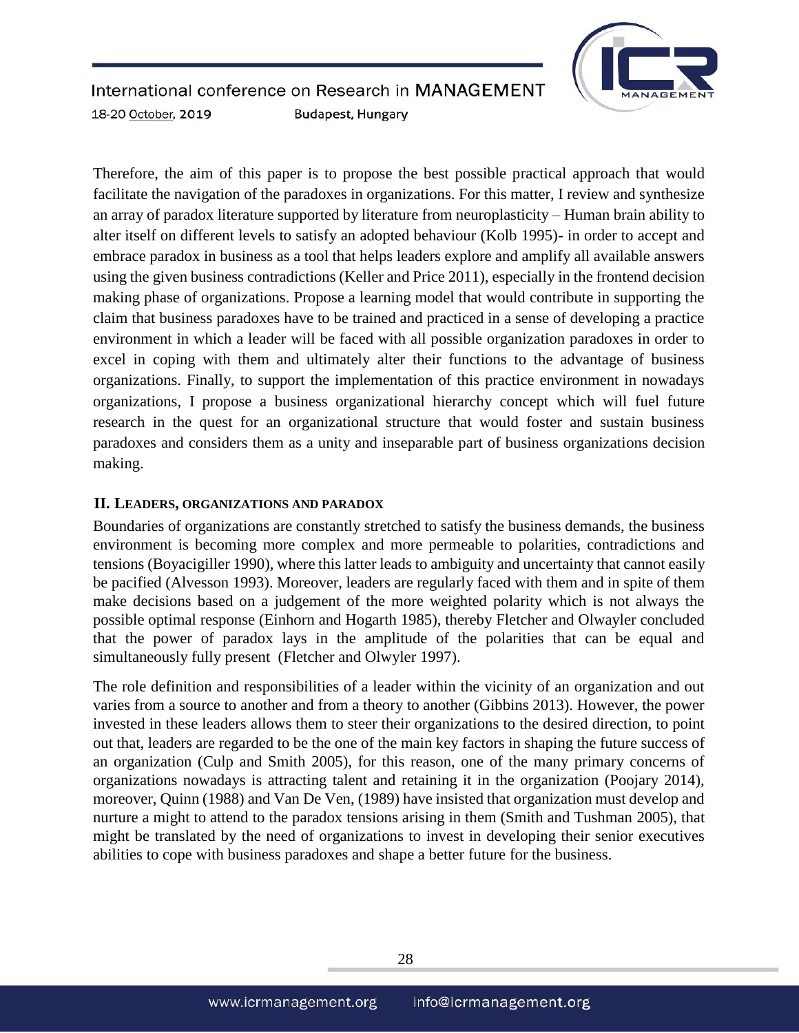Therefore, the aim of this paper is to propose the best possible practical approach that would facilitate the navigation of the paradoxes in organizations. For this matter, I review and synthesize an array of paradox literature supported by literature from neuroplasticity – Human brain ability to alter itself on different levels to satisfy an adopted behaviour (Kolb 1995)- in order to accept and embrace paradox in business as a tool that helps leaders explore and amplify all available answers using the given business contradictions (Keller and Price 2011), especially in the frontend decision making phase of organizations. Propose a learning model that would contribute in supporting the claim that business paradoxes have to be trained and practiced in a sense of developing a practice environment in which a leader will be faced with all possible organization paradoxes in order to excel in coping with them and ultimately alter their functions to the advantage of business organizations. Finally, to support the implementation of this practice environment in nowadays organizations, I propose a business organizational hierarchy concept which will fuel future research in the quest for an organizational structure that would foster and sustain business paradoxes and considers them as a unity and inseparable part of business organizations decision making.

## II. Leaders, organizations and paradox

Boundaries of organizations are constantly stretched to satisfy the business demands, the business environment is becoming more complex and more permeable to polarities, contradictions and tensions (Boyacigiller 1990), where this latter leads to ambiguity and uncertainty that cannot easily be pacified (Alvesson 1993). Moreover, leaders are regularly faced with them and in spite of them make decisions based on a judgement of the more weighted polarity which is not always the possible optimal response (Einhorn and Hogarth 1985), thereby Fletcher and Olwayler concluded that the power of paradox lays in the amplitude of the polarities that can be equal and simultaneously fully present (Fletcher and Olwyler 1997).

The role definition and responsibilities of a leader within the vicinity of an organization and out varies from a source to another and from a theory to another (Gibbins 2013). However, the power invested in these leaders allows them to steer their organizations to the desired direction, to point out that, leaders are regarded to be the one of the main key factors in shaping the future success of an organization (Culp and Smith 2005), for this reason, one of the many primary concerns of organizations nowadays is attracting talent and retaining it in the organization (Poojary 2014), moreover, Quinn (1988) and Van De Ven, (1989) have insisted that organization must develop and nurture a might to attend to the paradox tensions arising in them (Smith and Tushman 2005), that might be translated by the need of organizations to invest in developing their senior executives abilities to cope with business paradoxes and shape a better future for the business.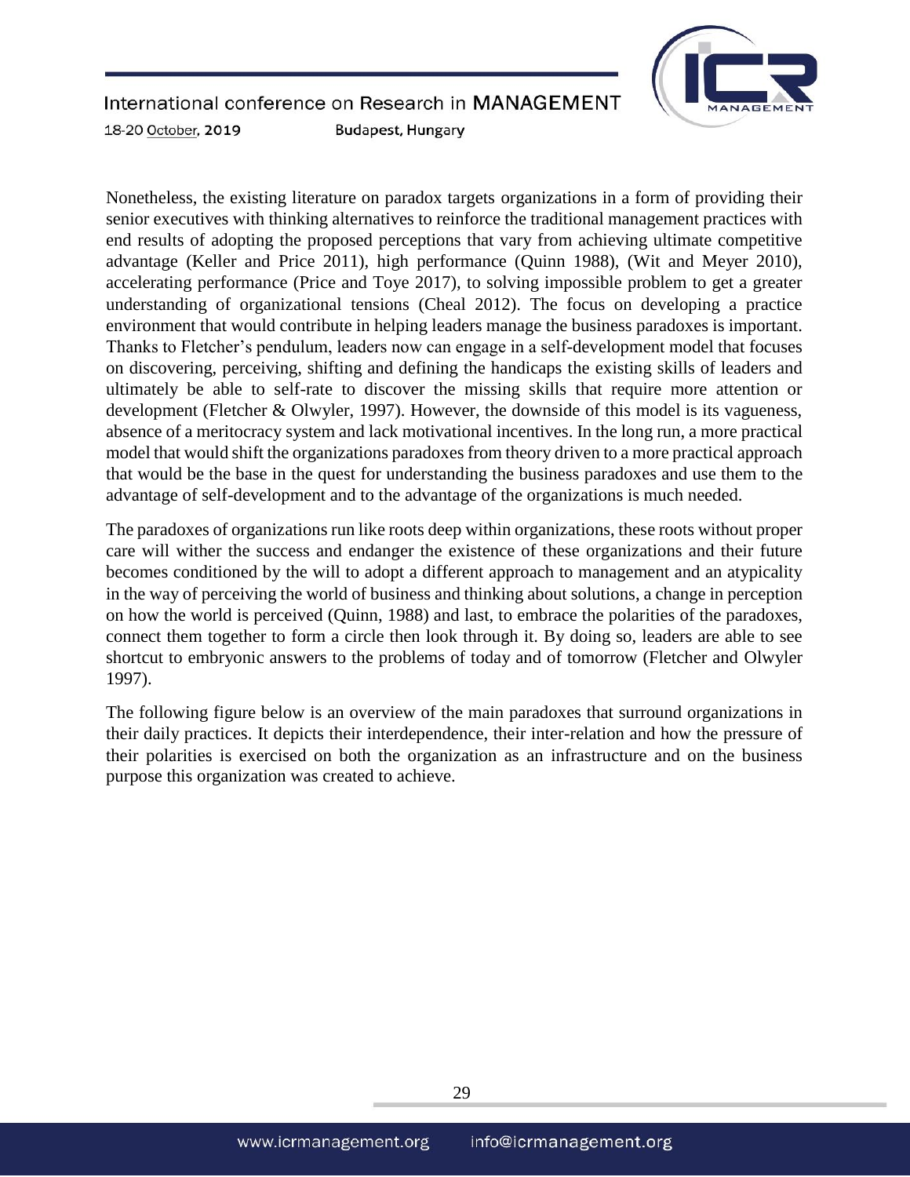Nonetheless, the existing literature on paradox targets organizations in a form of providing their senior executives with thinking alternatives to reinforce the traditional management practices with end results of adopting the proposed perceptions that vary from achieving ultimate competitive advantage (Keller and Price 2011), high performance (Quinn 1988), (Wit and Meyer 2010), accelerating performance (Price and Toye 2017), to solving impossible problem to get a greater understanding of organizational tensions (Cheal 2012). The focus on developing a practice environment that would contribute in helping leaders manage the business paradoxes is important. Thanks to Fletcher's pendulum, leaders now can engage in a self-development model that focuses on discovering, perceiving, shifting and defining the handicaps the existing skills of leaders and ultimately be able to self-rate to discover the missing skills that require more attention or development (Fletcher & Olwyler, 1997). However, the downside of this model is its vagueness, absence of a meritocracy system and lack motivational incentives. In the long run, a more practical model that would shift the organizations paradoxes from theory driven to a more practical approach that would be the base in the quest for understanding the business paradoxes and use them to the advantage of self-development and to the advantage of the organizations is much needed.

The paradoxes of organizations run like roots deep within organizations, these roots without proper care will wither the success and endanger the existence of these organizations and their future becomes conditioned by the will to adopt a different approach to management and an atypicality in the way of perceiving the world of business and thinking about solutions, a change in perception on how the world is perceived (Quinn, 1988) and last, to embrace the polarities of the paradoxes, connect them together to form a circle then look through it. By doing so, leaders are able to see shortcut to embryonic answers to the problems of today and of tomorrow (Fletcher and Olwyler 1997).

The following figure below is an overview of the main paradoxes that surround organizations in their daily practices. It depicts their interdependence, their inter-relation and how the pressure of their polarities is exercised on both the organization as an infrastructure and on the business purpose this organization was created to achieve.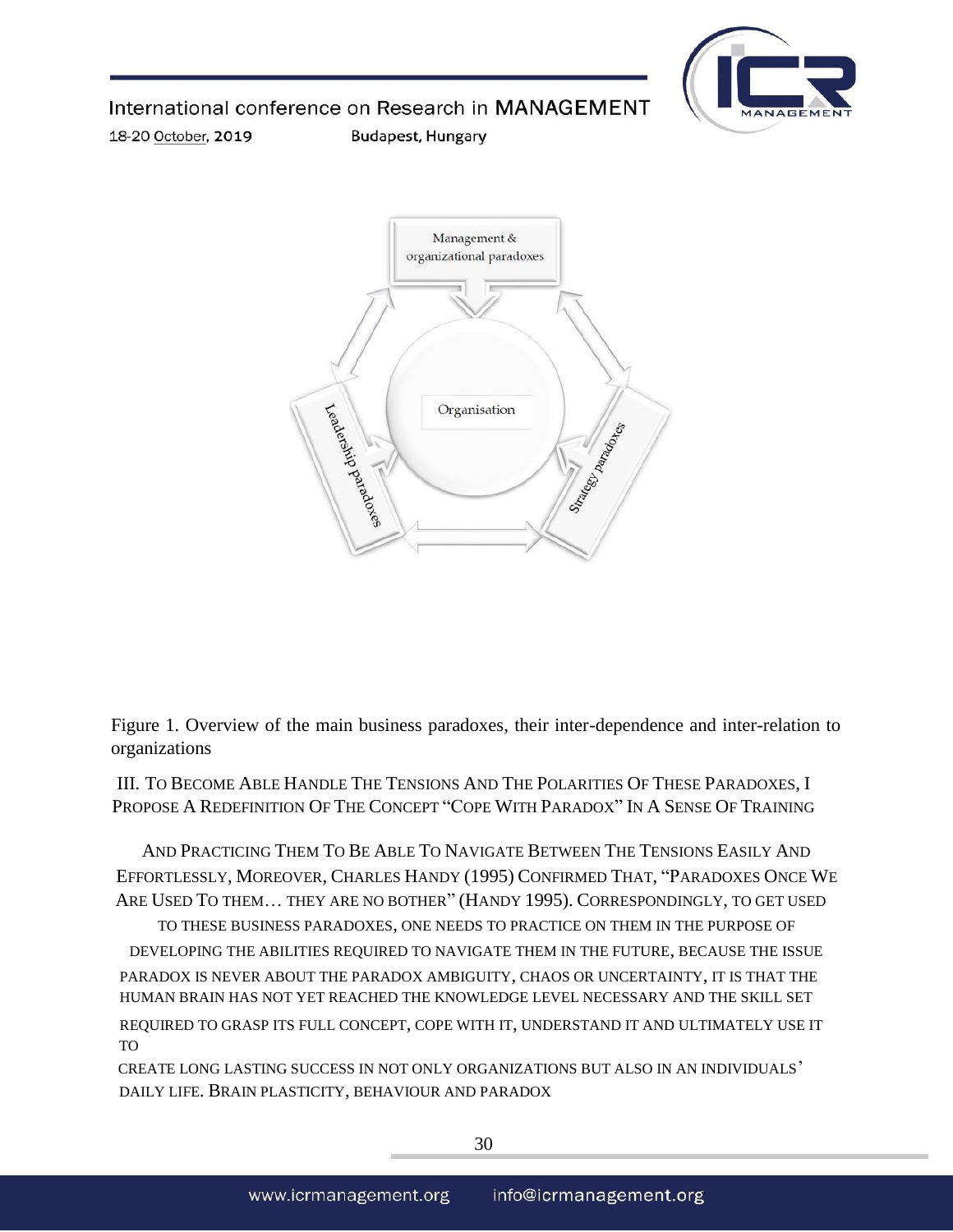Figure 1. Overview of the main business paradoxes, their inter-dependence and inter-relation to organizations

III. To Become Able Handle The Tensions And The Polarities Of These Paradoxes, I Propose A Redefinition Of The Concept "Cope With Paradox" In A Sense Of Training

And Practicing Them To Be Able To Navigate Between The Tensions Easily And Effortlessly, Moreover, Charles Handy (1995) Confirmed That, "Paradoxes Once We Are Used To them… they are no bother" (Handy 1995). Correspondingly, to get used to these business paradoxes, one needs to practice on them in the purpose of developing the abilities required to navigate them in the future, because the issue paradox is never about the paradox ambiguity, chaos or uncertainty, it is that the human brain has not yet reached the knowledge level necessary and the skill set required to grasp its full concept, cope with it, understand it and ultimately use it to create long lasting success in not only organizations but also in an individuals' daily life. Brain plasticity, behaviour and paradox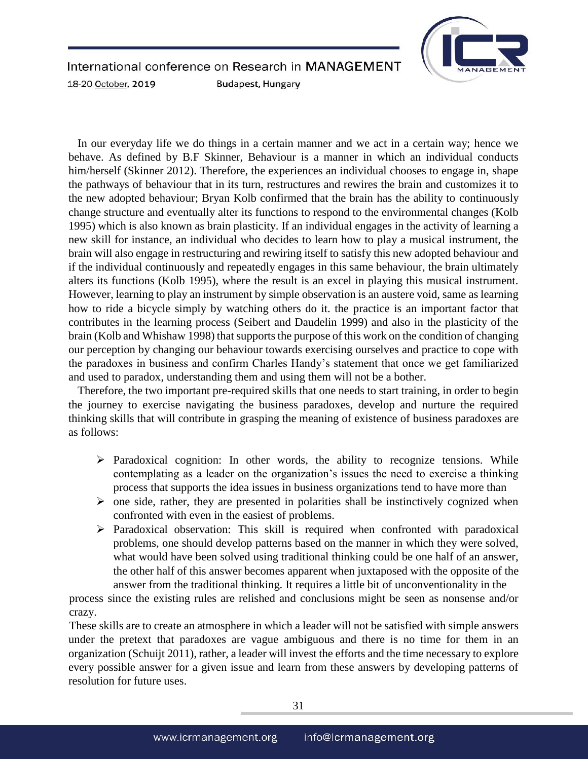In our everyday life we do things in a certain manner and we act in a certain way; hence we behave. As defined by B.F Skinner, Behaviour is a manner in which an individual conducts him/herself (Skinner 2012). Therefore, the experiences an individual chooses to engage in, shape the pathways of behaviour that in its turn, restructures and rewires the brain and customizes it to the new adopted behaviour; Bryan Kolb confirmed that the brain has the ability to continuously change structure and eventually alter its functions to respond to the environmental changes (Kolb 1995) which is also known as brain plasticity. If an individual engages in the activity of learning a new skill for instance, an individual who decides to learn how to play a musical instrument, the brain will also engage in restructuring and rewiring itself to satisfy this new adopted behaviour and if the individual continuously and repeatedly engages in this same behaviour, the brain ultimately alters its functions (Kolb 1995), where the result is an excel in playing this musical instrument. However, learning to play an instrument by simple observation is an austere void, same as learning how to ride a bicycle simply by watching others do it. the practice is an important factor that contributes in the learning process (Seibert and Daudelin 1999) and also in the plasticity of the brain (Kolb and Whishaw 1998) that supports the purpose of this work on the condition of changing our perception by changing our behaviour towards exercising ourselves and practice to cope with the paradoxes in business and confirm Charles Handy's statement that once we get familiarized and used to paradox, understanding them and using them will not be a bother.

Therefore, the two important pre-required skills that one needs to start training, in order to begin the journey to exercise navigating the business paradoxes, develop and nurture the required thinking skills that will contribute in grasping the meaning of existence of business paradoxes are as follows:

- Paradoxical cognition: In other words, the ability to recognize tensions. While contemplating as a leader on the organization's issues the need to exercise a thinking process that supports the idea issues in business organizations tend to have more than
- one side, rather, they are presented in polarities shall be instinctively cognized when confronted with even in the easiest of problems.
- Paradoxical observation: This skill is required when confronted with paradoxical problems, one should develop patterns based on the manner in which they were solved, what would have been solved using traditional thinking could be one half of an answer, the other half of this answer becomes apparent when juxtaposed with the opposite of the answer from the traditional thinking. It requires a little bit of unconventionality in the

process since the existing rules are relished and conclusions might be seen as nonsense and/or crazy.

These skills are to create an atmosphere in which a leader will not be satisfied with simple answers under the pretext that paradoxes are vague ambiguous and there is no time for them in an organization (Schuijt 2011), rather, a leader will invest the efforts and the time necessary to explore every possible answer for a given issue and learn from these answers by developing patterns of resolution for future uses.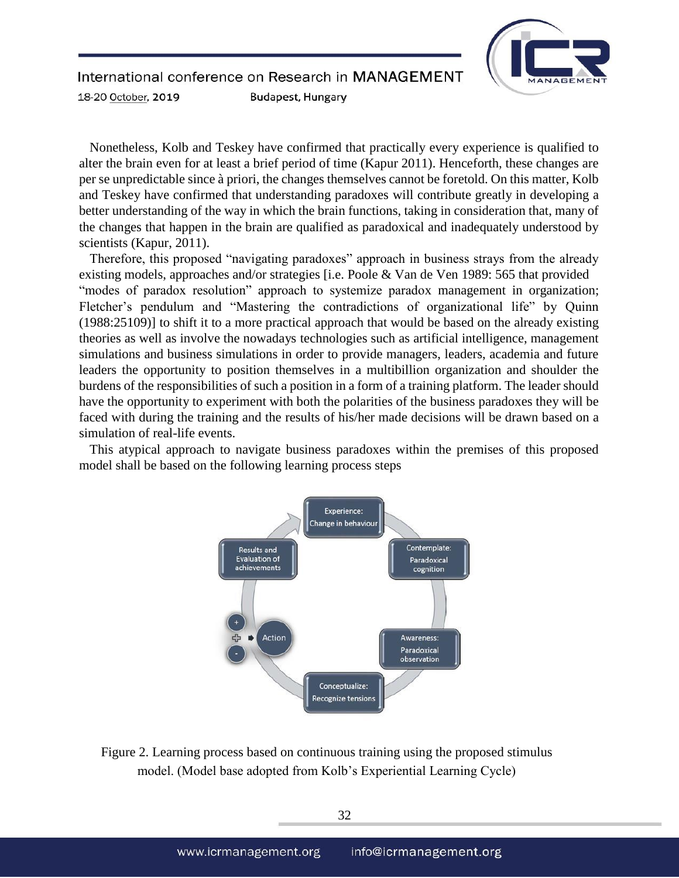Nonetheless, Kolb and Teskey have confirmed that practically every experience is qualified to alter the brain even for at least a brief period of time (Kapur 2011). Henceforth, these changes are per se unpredictable since à priori, the changes themselves cannot be foretold. On this matter, Kolb and Teskey have confirmed that understanding paradoxes will contribute greatly in developing a better understanding of the way in which the brain functions, taking in consideration that, many of the changes that happen in the brain are qualified as paradoxical and inadequately understood by scientists (Kapur, 2011).

Therefore, this proposed "navigating paradoxes" approach in business strays from the already existing models, approaches and/or strategies [i.e. Poole & Van de Ven 1989: 565 that provided "modes of paradox resolution" approach to systemize paradox management in organization; Fletcher's pendulum and "Mastering the contradictions of organizational life" by Quinn (1988:25109)] to shift it to a more practical approach that would be based on the already existing theories as well as involve the nowadays technologies such as artificial intelligence, management simulations and business simulations in order to provide managers, leaders, academia and future leaders the opportunity to position themselves in a multibillion organization and shoulder the burdens of the responsibilities of such a position in a form of a training platform. The leader should have the opportunity to experiment with both the polarities of the business paradoxes they will be faced with during the training and the results of his/her made decisions will be drawn based on a simulation of real-life events.

This atypical approach to navigate business paradoxes within the premises of this proposed model shall be based on the following learning process steps

Experience: Change in behaviour

Contemplate: Paradoxical cognition

Awareness: Paradoxical observation

Conceptualize: Recognize tensions

Action (+ / -)

Results and Evaluation of achievements

Figure 2. Learning process based on continuous training using the proposed stimulus model. (Model base adopted from Kolb's Experiential Learning Cycle)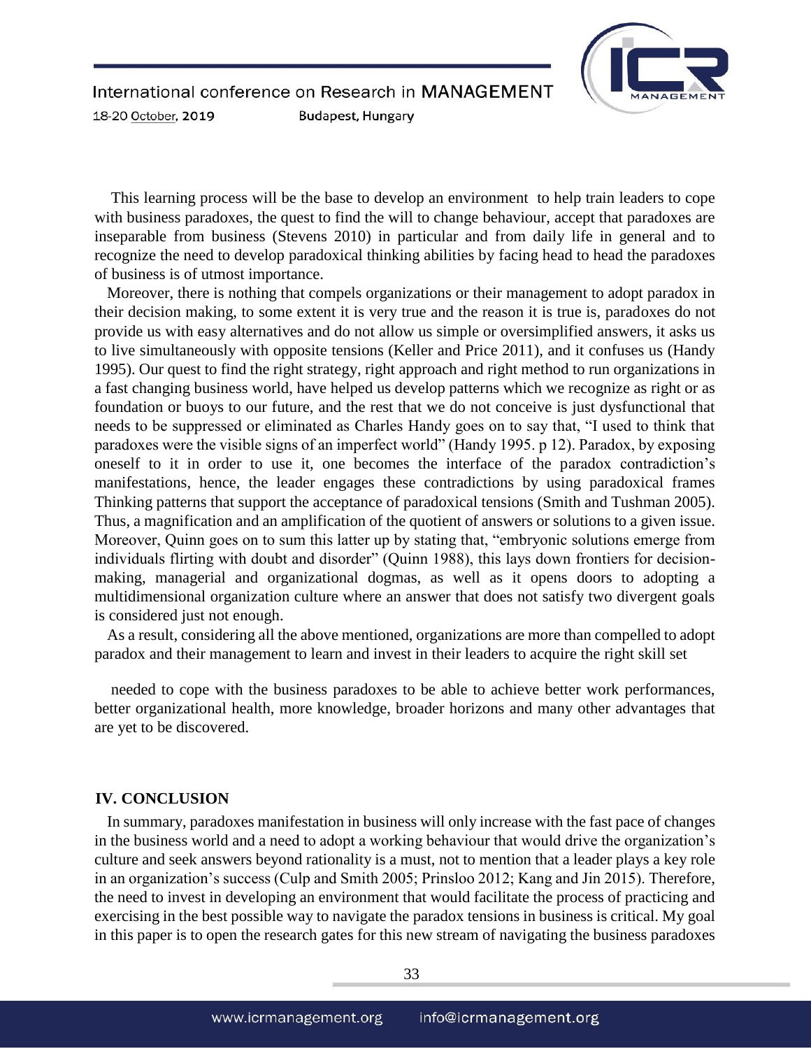This learning process will be the base to develop an environment to help train leaders to cope with business paradoxes, the quest to find the will to change behaviour, accept that paradoxes are inseparable from business (Stevens 2010) in particular and from daily life in general and to recognize the need to develop paradoxical thinking abilities by facing head to head the paradoxes of business is of utmost importance.

Moreover, there is nothing that compels organizations or their management to adopt paradox in their decision making, to some extent it is very true and the reason it is true is, paradoxes do not provide us with easy alternatives and do not allow us simple or oversimplified answers, it asks us to live simultaneously with opposite tensions (Keller and Price 2011), and it confuses us (Handy 1995). Our quest to find the right strategy, right approach and right method to run organizations in a fast changing business world, have helped us develop patterns which we recognize as right or as foundation or buoys to our future, and the rest that we do not conceive is just dysfunctional that needs to be suppressed or eliminated as Charles Handy goes on to say that, "I used to think that paradoxes were the visible signs of an imperfect world" (Handy 1995. p 12). Paradox, by exposing oneself to it in order to use it, one becomes the interface of the paradox contradiction's manifestations, hence, the leader engages these contradictions by using paradoxical frames Thinking patterns that support the acceptance of paradoxical tensions (Smith and Tushman 2005). Thus, a magnification and an amplification of the quotient of answers or solutions to a given issue. Moreover, Quinn goes on to sum this latter up by stating that, "embryonic solutions emerge from individuals flirting with doubt and disorder" (Quinn 1988), this lays down frontiers for decision-making, managerial and organizational dogmas, as well as it opens doors to adopting a multidimensional organization culture where an answer that does not satisfy two divergent goals is considered just not enough.

As a result, considering all the above mentioned, organizations are more than compelled to adopt paradox and their management to learn and invest in their leaders to acquire the right skill set needed to cope with the business paradoxes to be able to achieve better work performances, better organizational health, more knowledge, broader horizons and many other advantages that are yet to be discovered.

## IV. CONCLUSION

In summary, paradoxes manifestation in business will only increase with the fast pace of changes in the business world and a need to adopt a working behaviour that would drive the organization's culture and seek answers beyond rationality is a must, not to mention that a leader plays a key role in an organization's success (Culp and Smith 2005; Prinsloo 2012; Kang and Jin 2015). Therefore, the need to invest in developing an environment that would facilitate the process of practicing and exercising in the best possible way to navigate the paradox tensions in business is critical. My goal in this paper is to open the research gates for this new stream of navigating the business paradoxes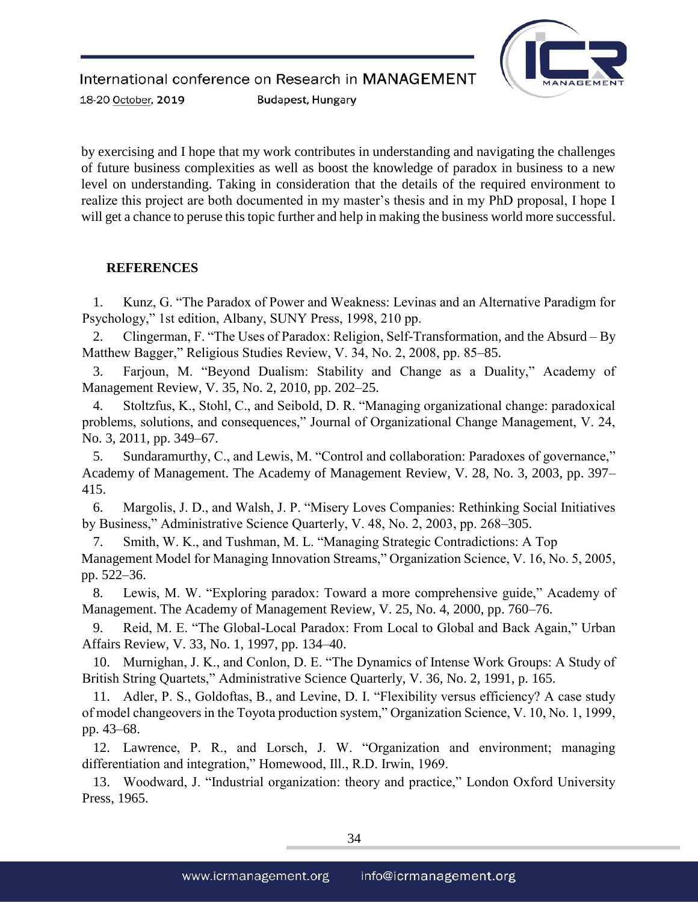by exercising and I hope that my work contributes in understanding and navigating the challenges of future business complexities as well as boost the knowledge of paradox in business to a new level on understanding. Taking in consideration that the details of the required environment to realize this project are both documented in my master's thesis and in my PhD proposal, I hope I will get a chance to peruse this topic further and help in making the business world more successful.

## REFERENCES

1. Kunz, G. "The Paradox of Power and Weakness: Levinas and an Alternative Paradigm for Psychology," 1st edition, Albany, SUNY Press, 1998, 210 pp.
2. Clingerman, F. "The Uses of Paradox: Religion, Self-Transformation, and the Absurd – By Matthew Bagger," Religious Studies Review, V. 34, No. 2, 2008, pp. 85–85.
3. Farjoun, M. "Beyond Dualism: Stability and Change as a Duality," Academy of Management Review, V. 35, No. 2, 2010, pp. 202–25.
4. Stoltzfus, K., Stohl, C., and Seibold, D. R. "Managing organizational change: paradoxical problems, solutions, and consequences," Journal of Organizational Change Management, V. 24, No. 3, 2011, pp. 349–67.
5. Sundaramurthy, C., and Lewis, M. "Control and collaboration: Paradoxes of governance," Academy of Management. The Academy of Management Review, V. 28, No. 3, 2003, pp. 397–415.
6. Margolis, J. D., and Walsh, J. P. "Misery Loves Companies: Rethinking Social Initiatives by Business," Administrative Science Quarterly, V. 48, No. 2, 2003, pp. 268–305.
7. Smith, W. K., and Tushman, M. L. "Managing Strategic Contradictions: A Top Management Model for Managing Innovation Streams," Organization Science, V. 16, No. 5, 2005, pp. 522–36.
8. Lewis, M. W. "Exploring paradox: Toward a more comprehensive guide," Academy of Management. The Academy of Management Review, V. 25, No. 4, 2000, pp. 760–76.
9. Reid, M. E. "The Global-Local Paradox: From Local to Global and Back Again," Urban Affairs Review, V. 33, No. 1, 1997, pp. 134–40.
10. Murnighan, J. K., and Conlon, D. E. "The Dynamics of Intense Work Groups: A Study of British String Quartets," Administrative Science Quarterly, V. 36, No. 2, 1991, p. 165.
11. Adler, P. S., Goldoftas, B., and Levine, D. I. "Flexibility versus efficiency? A case study of model changeovers in the Toyota production system," Organization Science, V. 10, No. 1, 1999, pp. 43–68.
12. Lawrence, P. R., and Lorsch, J. W. "Organization and environment; managing differentiation and integration," Homewood, Ill., R.D. Irwin, 1969.
13. Woodward, J. "Industrial organization: theory and practice," London Oxford University Press, 1965.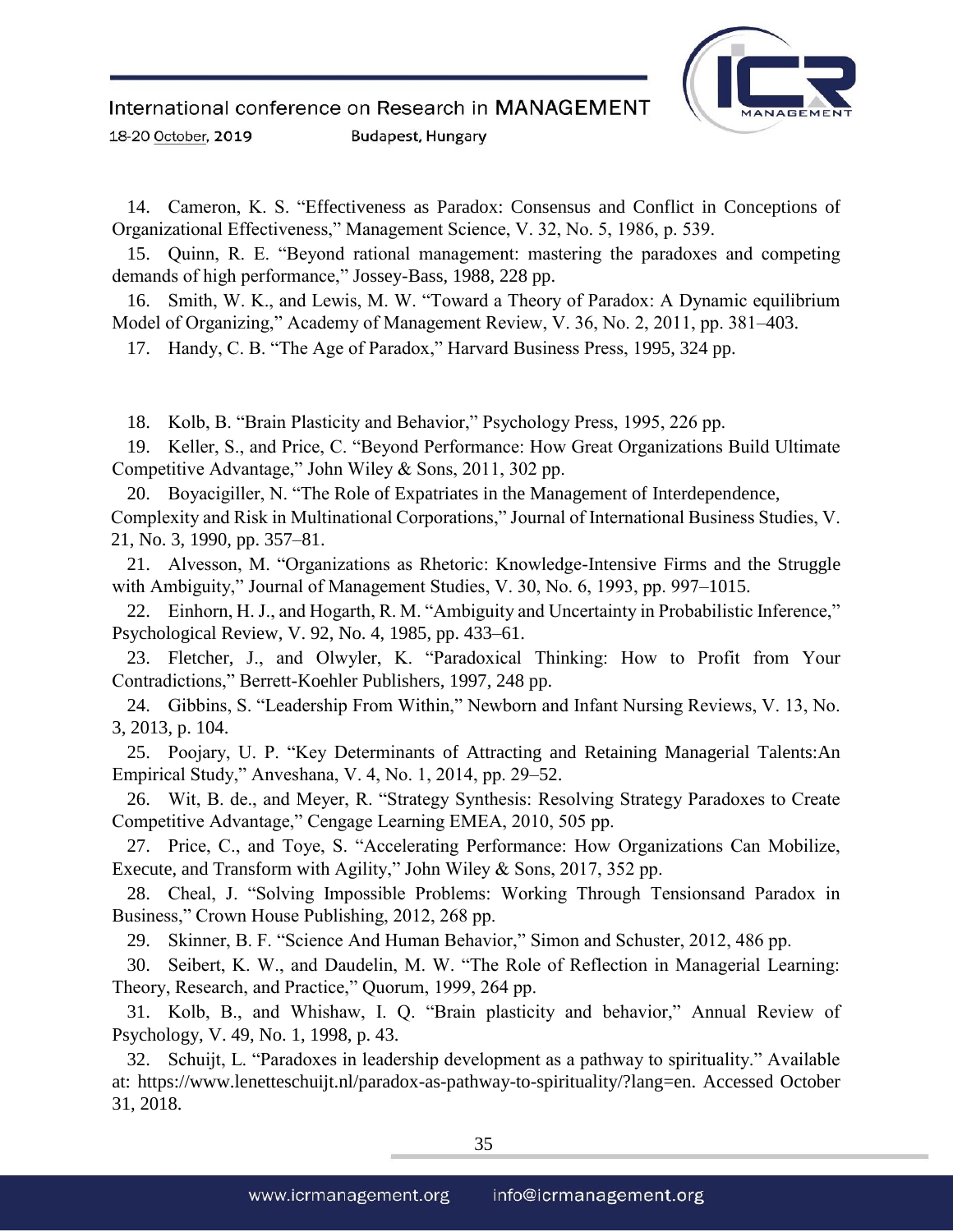14. Cameron, K. S. "Effectiveness as Paradox: Consensus and Conflict in Conceptions of Organizational Effectiveness," Management Science, V. 32, No. 5, 1986, p. 539.
15. Quinn, R. E. "Beyond rational management: mastering the paradoxes and competing demands of high performance," Jossey-Bass, 1988, 228 pp.
16. Smith, W. K., and Lewis, M. W. "Toward a Theory of Paradox: A Dynamic equilibrium Model of Organizing," Academy of Management Review, V. 36, No. 2, 2011, pp. 381–403.
17. Handy, C. B. "The Age of Paradox," Harvard Business Press, 1995, 324 pp.
18. Kolb, B. "Brain Plasticity and Behavior," Psychology Press, 1995, 226 pp.
19. Keller, S., and Price, C. "Beyond Performance: How Great Organizations Build Ultimate Competitive Advantage," John Wiley & Sons, 2011, 302 pp.
20. Boyacigiller, N. "The Role of Expatriates in the Management of Interdependence, Complexity and Risk in Multinational Corporations," Journal of International Business Studies, V. 21, No. 3, 1990, pp. 357–81.
21. Alvesson, M. "Organizations as Rhetoric: Knowledge-Intensive Firms and the Struggle with Ambiguity," Journal of Management Studies, V. 30, No. 6, 1993, pp. 997–1015.
22. Einhorn, H. J., and Hogarth, R. M. "Ambiguity and Uncertainty in Probabilistic Inference," Psychological Review, V. 92, No. 4, 1985, pp. 433–61.
23. Fletcher, J., and Olwyler, K. "Paradoxical Thinking: How to Profit from Your Contradictions," Berrett-Koehler Publishers, 1997, 248 pp.
24. Gibbins, S. "Leadership From Within," Newborn and Infant Nursing Reviews, V. 13, No. 3, 2013, p. 104.
25. Poojary, U. P. "Key Determinants of Attracting and Retaining Managerial Talents:An Empirical Study," Anveshana, V. 4, No. 1, 2014, pp. 29–52.
26. Wit, B. de., and Meyer, R. "Strategy Synthesis: Resolving Strategy Paradoxes to Create Competitive Advantage," Cengage Learning EMEA, 2010, 505 pp.
27. Price, C., and Toye, S. "Accelerating Performance: How Organizations Can Mobilize, Execute, and Transform with Agility," John Wiley & Sons, 2017, 352 pp.
28. Cheal, J. "Solving Impossible Problems: Working Through Tensionsand Paradox in Business," Crown House Publishing, 2012, 268 pp.
29. Skinner, B. F. "Science And Human Behavior," Simon and Schuster, 2012, 486 pp.
30. Seibert, K. W., and Daudelin, M. W. "The Role of Reflection in Managerial Learning: Theory, Research, and Practice," Quorum, 1999, 264 pp.
31. Kolb, B., and Whishaw, I. Q. "Brain plasticity and behavior," Annual Review of Psychology, V. 49, No. 1, 1998, p. 43.
32. Schuijt, L. "Paradoxes in leadership development as a pathway to spirituality." Available at: https://www.lenetteschuijt.nl/paradox-as-pathway-to-spirituality/?lang=en. Accessed October 31, 2018.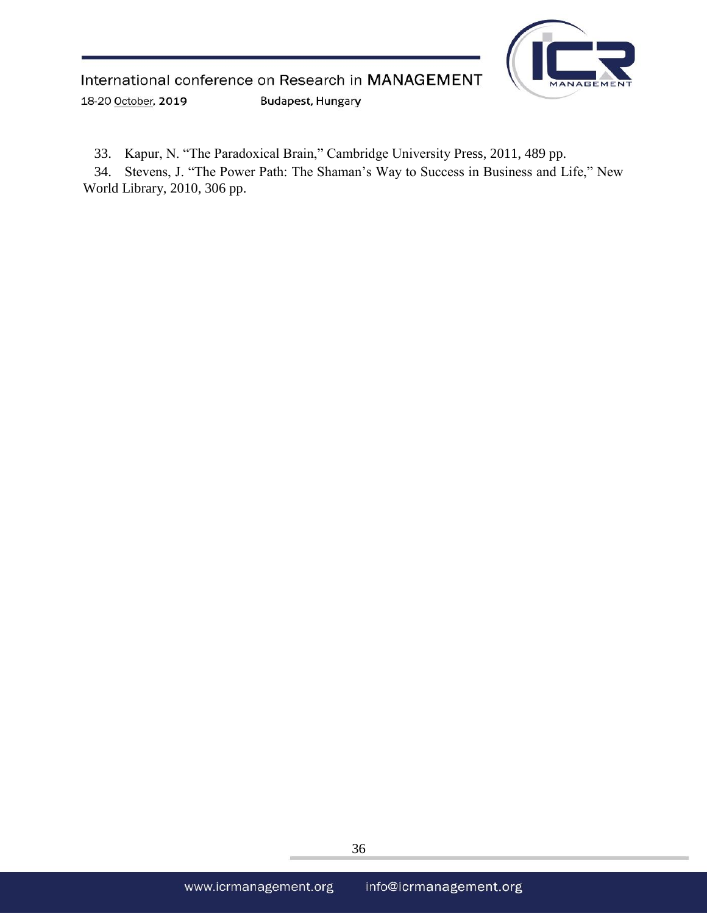33. Kapur, N. “The Paradoxical Brain,” Cambridge University Press, 2011, 489 pp.
34. Stevens, J. “The Power Path: The Shaman’s Way to Success in Business and Life,” New World Library, 2010, 306 pp.